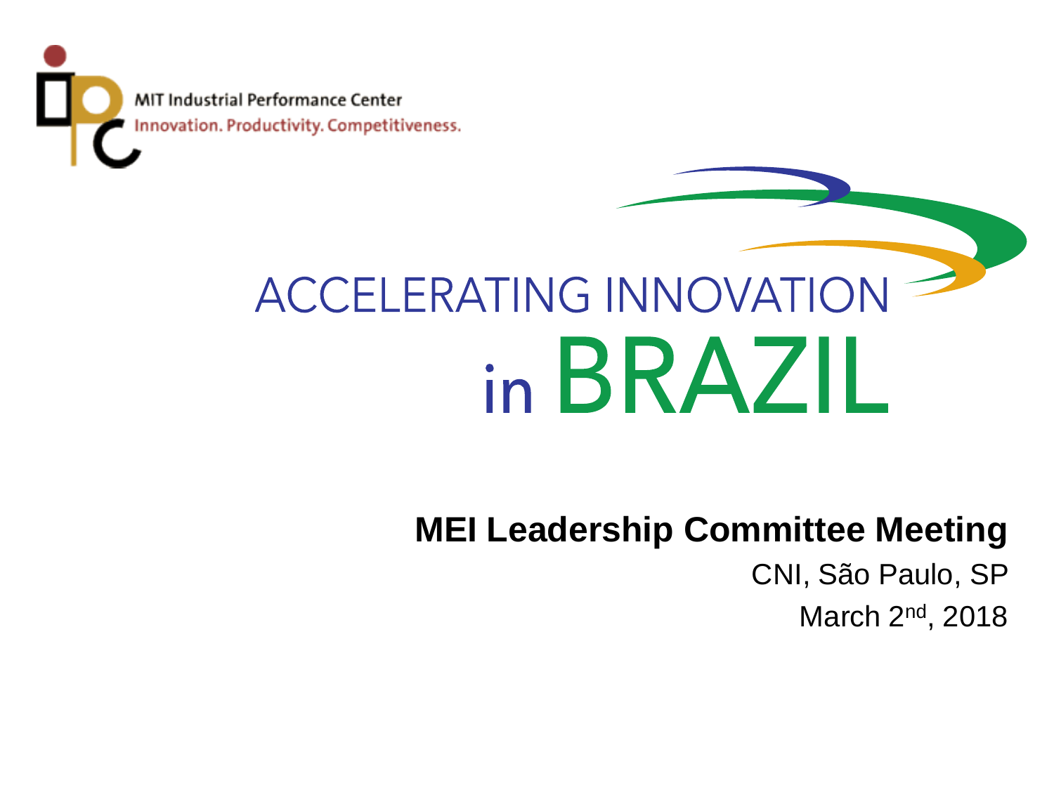MIT Industrial Performance Center

Innovation. Productivity. Competitiveness.

# ACCELERATING INNOVATION in BRAZIL

**MEI Leadership Committee Meeting**

CNI, São Paulo, SP

March 2nd, 2018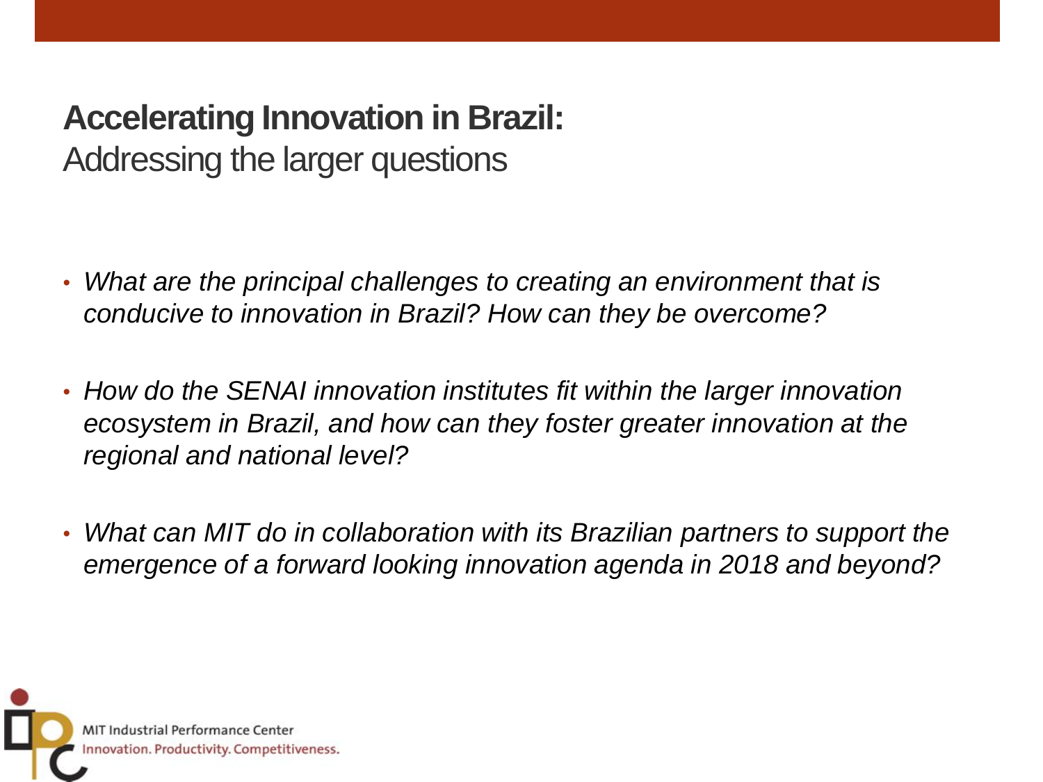# Accelerating Innovation in Brazil:
## Addressing the larger questions

- *What are the principal challenges to creating an environment that is conducive to innovation in Brazil? How can they be overcome?*
- *How do the SENAI innovation institutes fit within the larger innovation ecosystem in Brazil, and how can they foster greater innovation at the regional and national level?*
- *What can MIT do in collaboration with its Brazilian partners to support the emergence of a forward looking innovation agenda in 2018 and beyond?*

MIT Industrial Performance Center
Innovation. Productivity. Competitiveness.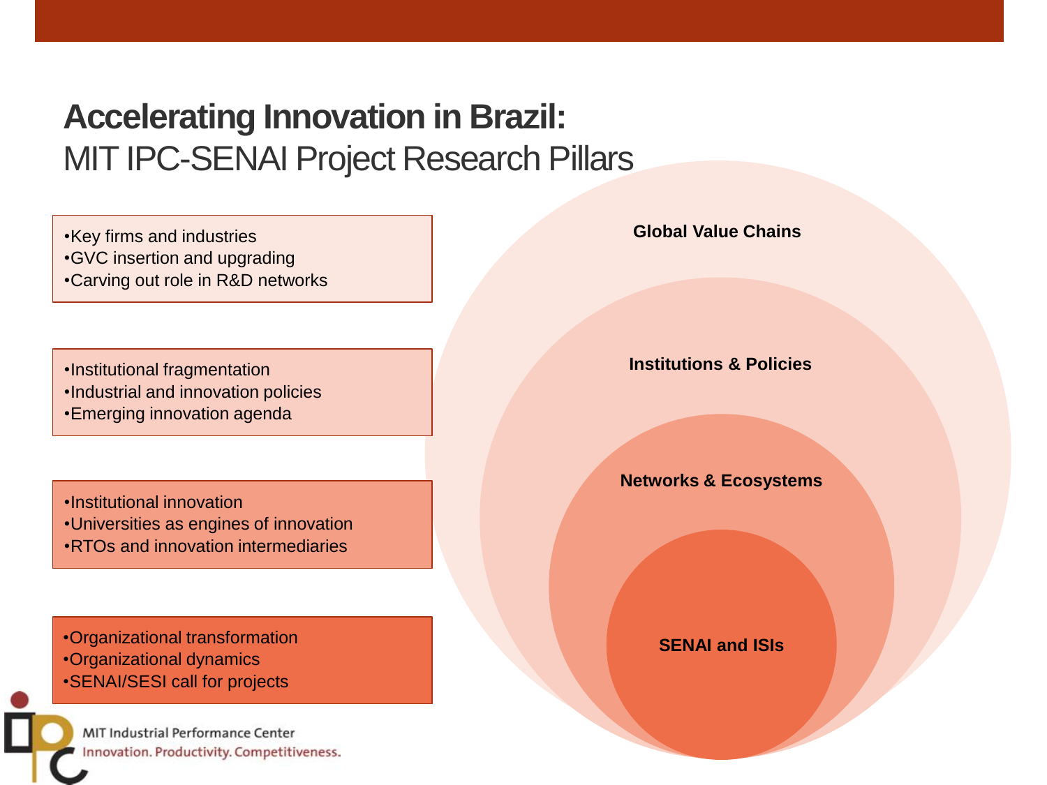# Accelerating Innovation in Brazil:
## MIT IPC-SENAI Project Research Pillars

- Key firms and industries
- GVC insertion and upgrading
- Carving out role in R&D networks

- Institutional fragmentation
- Industrial and innovation policies
- Emerging innovation agenda

- Institutional innovation
- Universities as engines of innovation
- RTOs and innovation intermediaries

- Organizational transformation
- Organizational dynamics
- SENAI/SESI call for projects

**Global Value Chains**

**Institutions & Policies**

**Networks & Ecosystems**

**SENAI and ISIs**

MIT Industrial Performance Center
Innovation. Productivity. Competitiveness.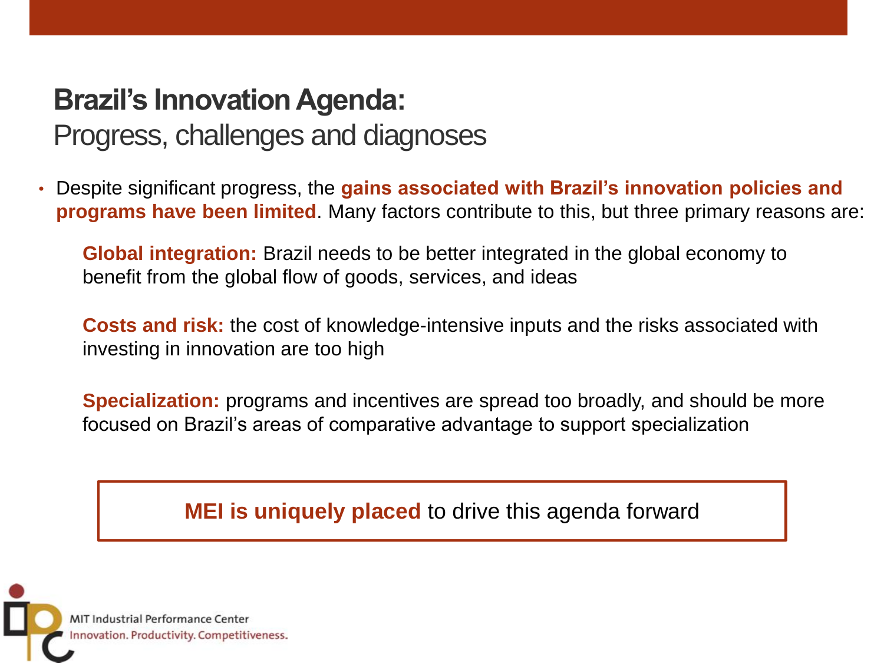# Brazil's Innovation Agenda:

## Progress, challenges and diagnoses

- Despite significant progress, the **gains associated with Brazil's innovation policies and programs have been limited**. Many factors contribute to this, but three primary reasons are:

  **Global integration:** Brazil needs to be better integrated in the global economy to benefit from the global flow of goods, services, and ideas

  **Costs and risk:** the cost of knowledge-intensive inputs and the risks associated with investing in innovation are too high

  **Specialization:** programs and incentives are spread too broadly, and should be more focused on Brazil's areas of comparative advantage to support specialization

**MEI is uniquely placed** to drive this agenda forward

MIT Industrial Performance Center
Innovation. Productivity. Competitiveness.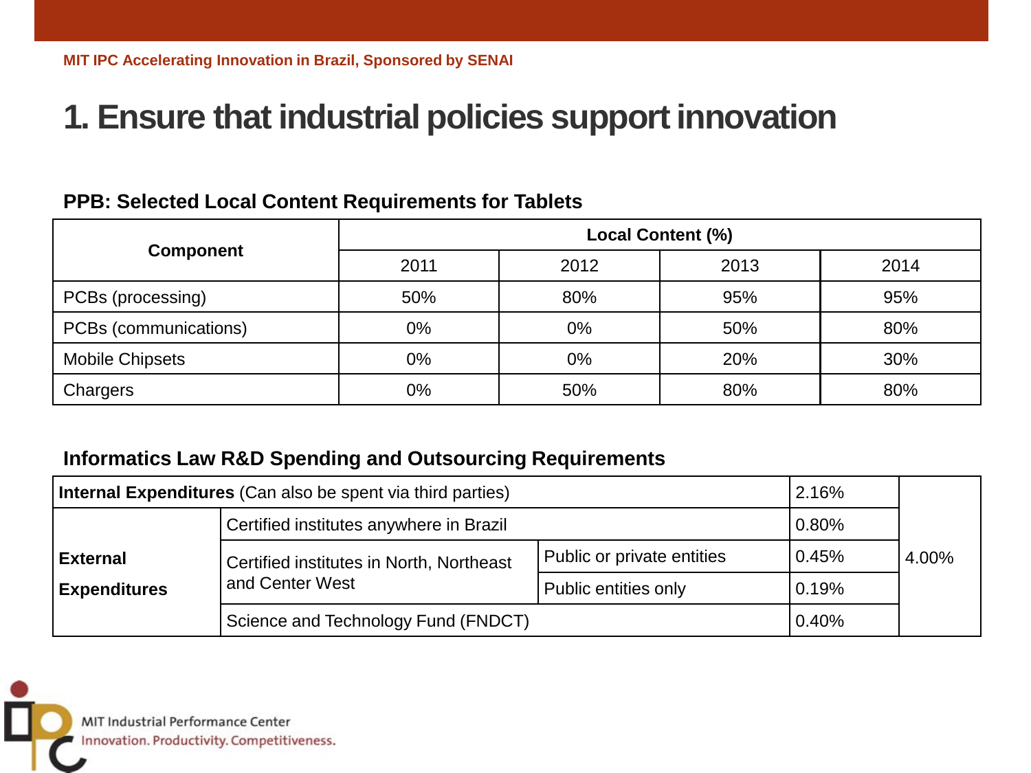# 1. Ensure that industrial policies support innovation

### PPB: Selected Local Content Requirements for Tablets

| Component | Local Content (%) | | | |
|---|---|---|---|---|
| | 2011 | 2012 | 2013 | 2014 |
| PCBs (processing) | 50% | 80% | 95% | 95% |
| PCBs (communications) | 0% | 0% | 50% | 80% |
| Mobile Chipsets | 0% | 0% | 20% | 30% |
| Chargers | 0% | 50% | 80% | 80% |

### Informatics Law R&D Spending and Outsourcing Requirements

| | | | | |
|---|---|---|---|---|
| **Internal Expenditures** (Can also be spent via third parties) | | | 2.16% | 4.00% |
| **External Expenditures** | Certified institutes anywhere in Brazil | | 0.80% | |
| | Certified institutes in North, Northeast and Center West | Public or private entities | 0.45% | |
| | | Public entities only | 0.19% | |
| | Science and Technology Fund (FNDCT) | | 0.40% | |

MIT Industrial Performance Center
Innovation. Productivity. Competitiveness.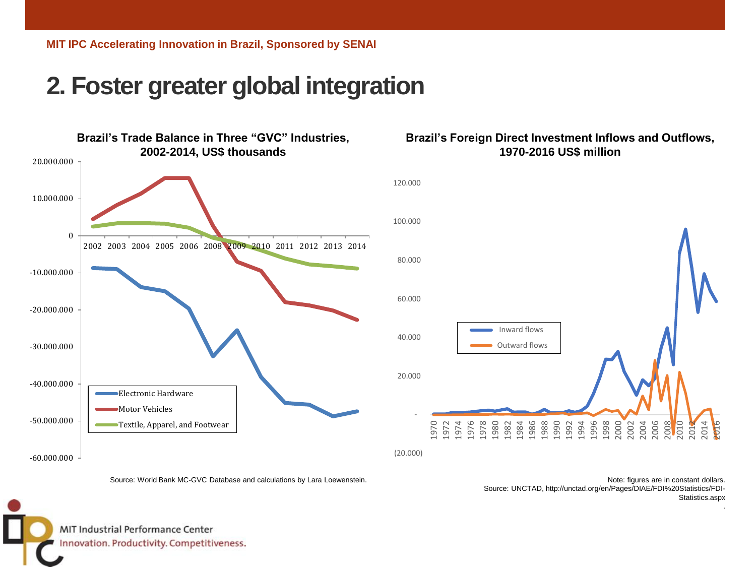# 2. Foster greater global integration

**Brazil's Trade Balance in Three "GVC" Industries, 2002-2014, US$ thousands**

Source: World Bank MC-GVC Database and calculations by Lara Loewenstein.

**Brazil's Foreign Direct Investment Inflows and Outflows, 1970-2016 US$ million**

Note: figures are in constant dollars.
Source: UNCTAD, http://unctad.org/en/Pages/DIAE/FDI%20Statistics/FDI-Statistics.aspx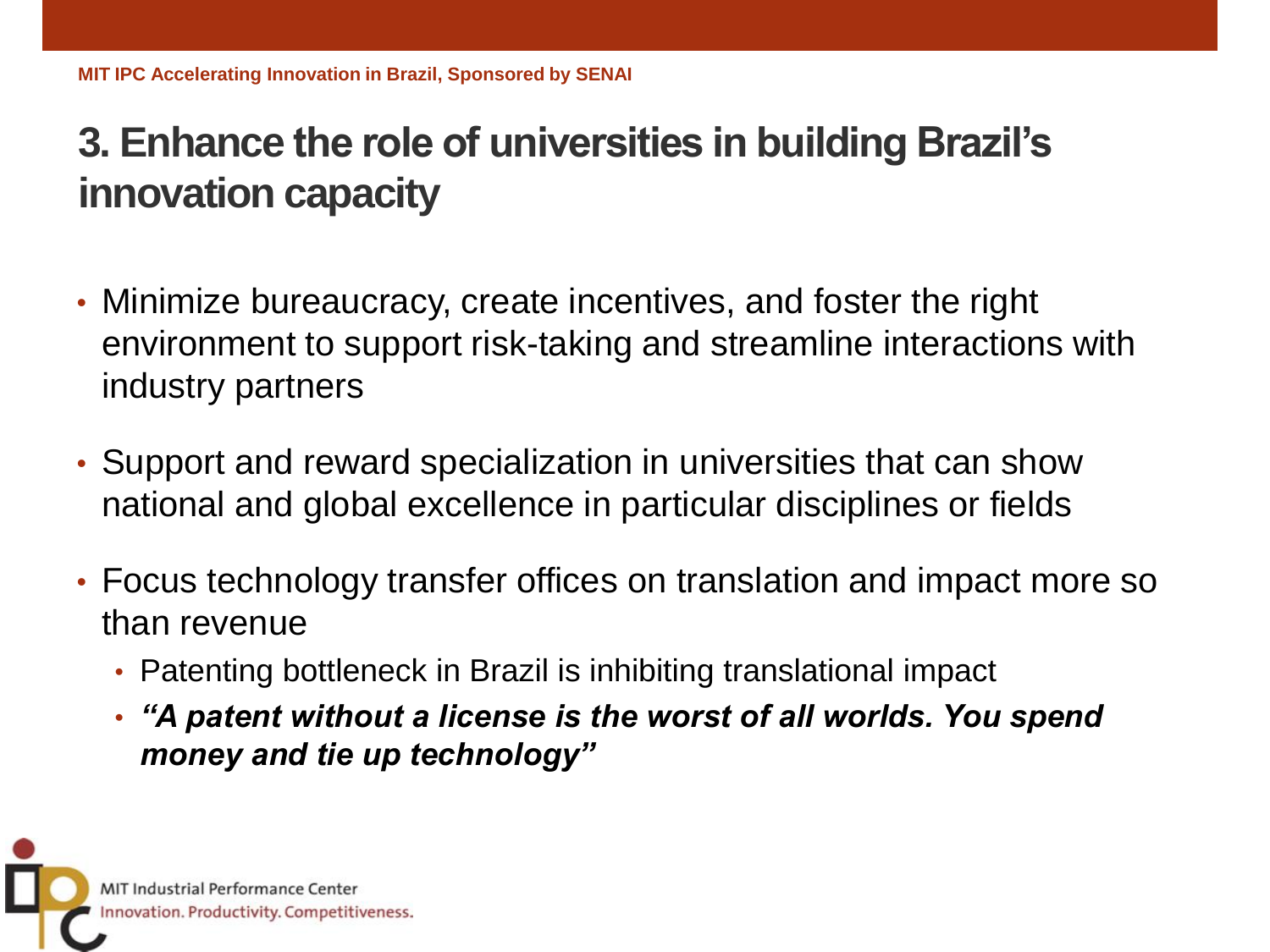# 3. Enhance the role of universities in building Brazil's innovation capacity

- Minimize bureaucracy, create incentives, and foster the right environment to support risk-taking and streamline interactions with industry partners
- Support and reward specialization in universities that can show national and global excellence in particular disciplines or fields
- Focus technology transfer offices on translation and impact more so than revenue
  - Patenting bottleneck in Brazil is inhibiting translational impact
  - ***"A patent without a license is the worst of all worlds. You spend money and tie up technology"***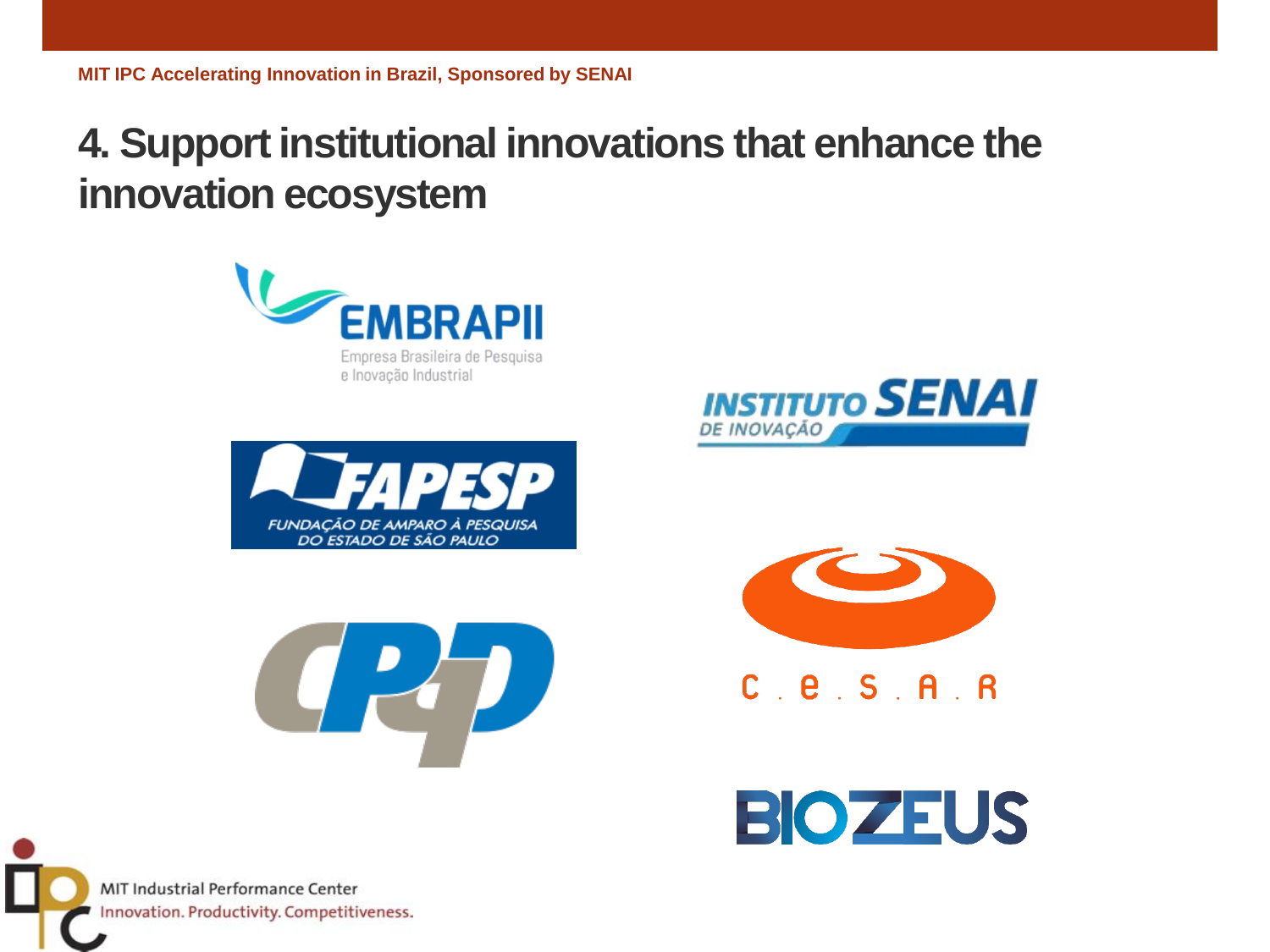# 4. Support institutional innovations that enhance the innovation ecosystem

EMBRAPII
Empresa Brasileira de Pesquisa e Inovação Industrial

INSTITUTO SENAI DE INOVAÇÃO

FAPESP
FUNDAÇÃO DE AMPARO À PESQUISA DO ESTADO DE SÃO PAULO

CPqD

C.E.S.A.R

BIOZEUS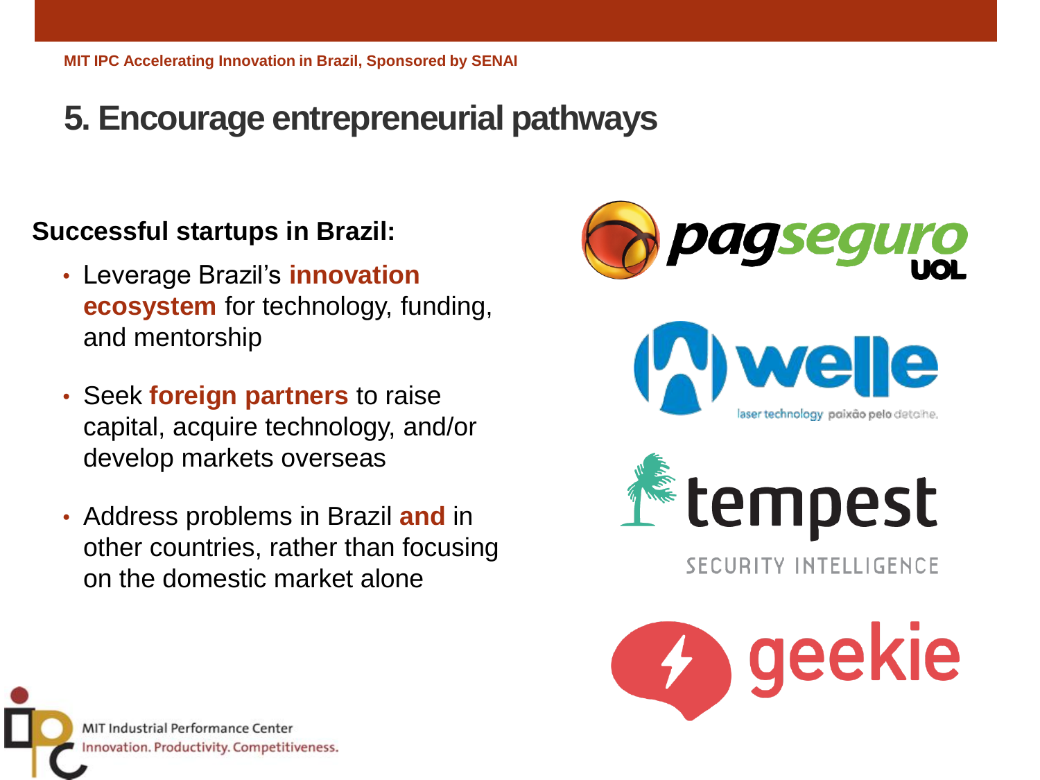# 5. Encourage entrepreneurial pathways

**Successful startups in Brazil:**

- Leverage Brazil's **innovation ecosystem** for technology, funding, and mentorship
- Seek **foreign partners** to raise capital, acquire technology, and/or develop markets overseas
- Address problems in Brazil **and** in other countries, rather than focusing on the domestic market alone

pagseguro UOL

welle laser technology paixão pelo detalhe.

tempest SECURITY INTELLIGENCE

geekie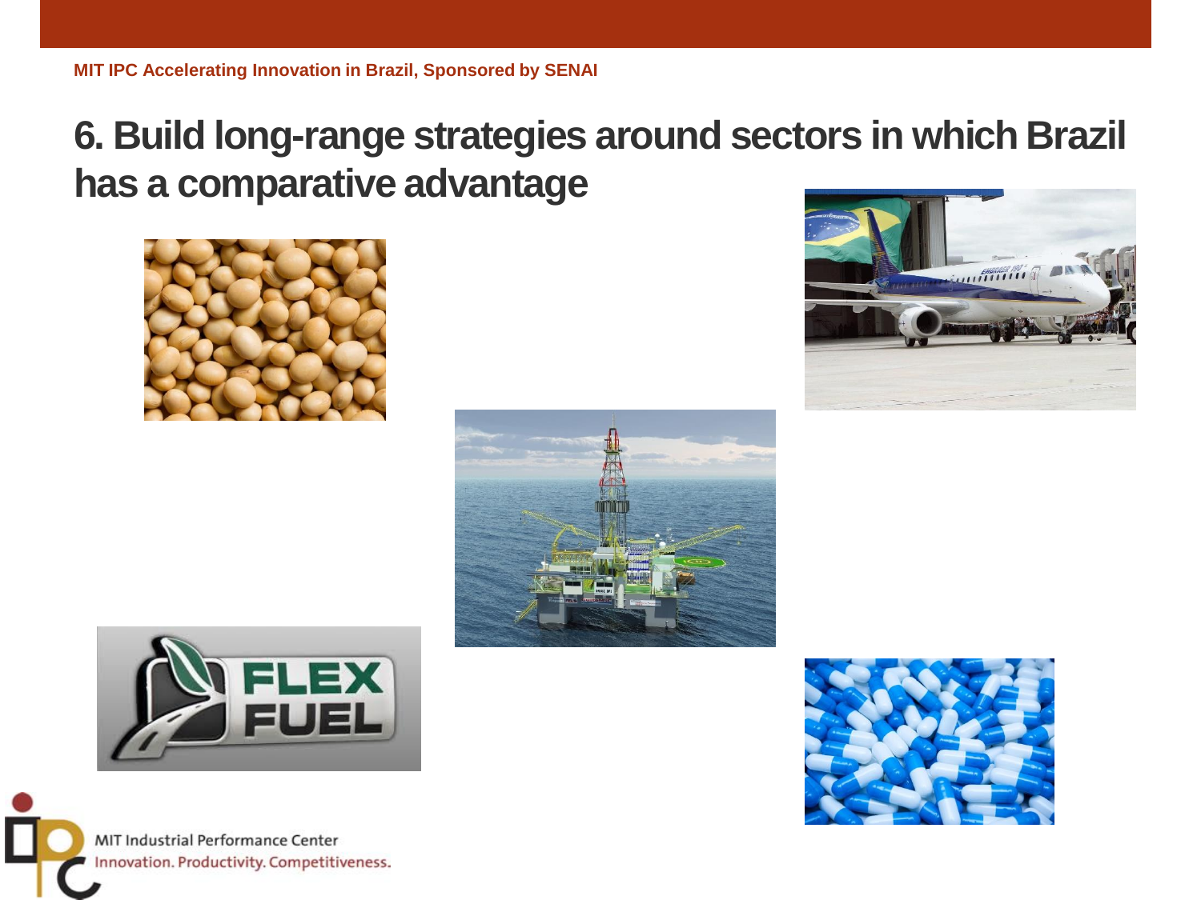# 6. Build long-range strategies around sectors in which Brazil has a comparative advantage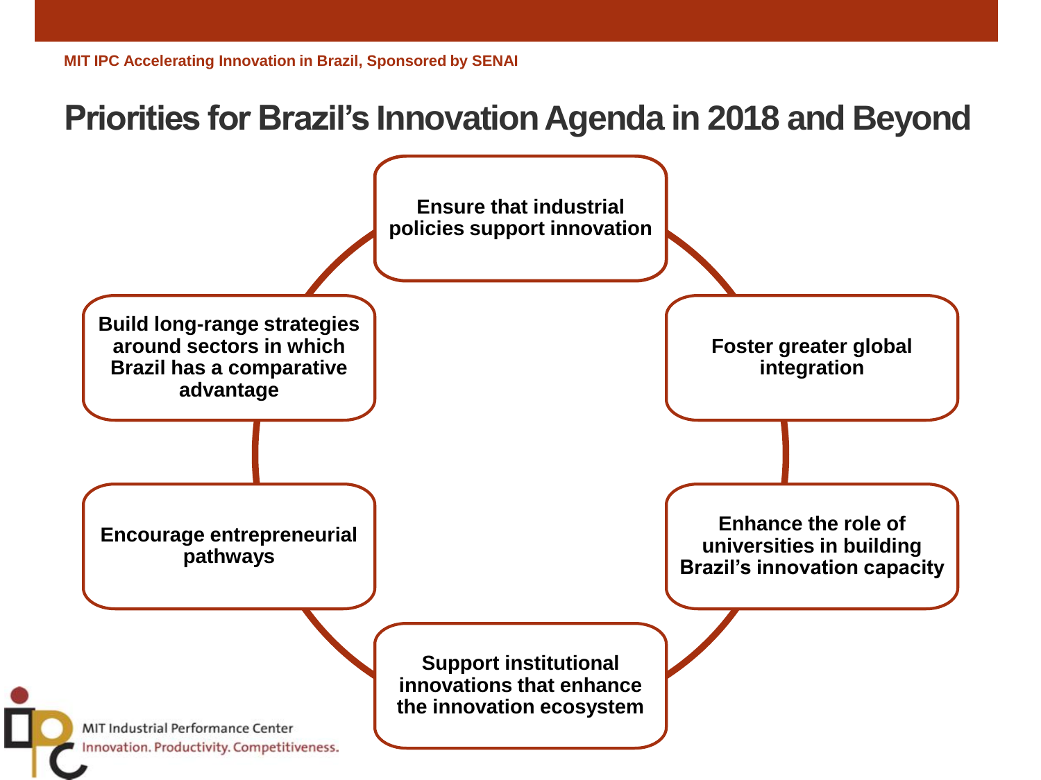MIT IPC Accelerating Innovation in Brazil, Sponsored by SENAI

# Priorities for Brazil's Innovation Agenda in 2018 and Beyond

- **Ensure that industrial policies support innovation**
- **Foster greater global integration**
- **Enhance the role of universities in building Brazil's innovation capacity**
- **Support institutional innovations that enhance the innovation ecosystem**
- **Encourage entrepreneurial pathways**
- **Build long-range strategies around sectors in which Brazil has a comparative advantage**

MIT Industrial Performance Center
Innovation. Productivity. Competitiveness.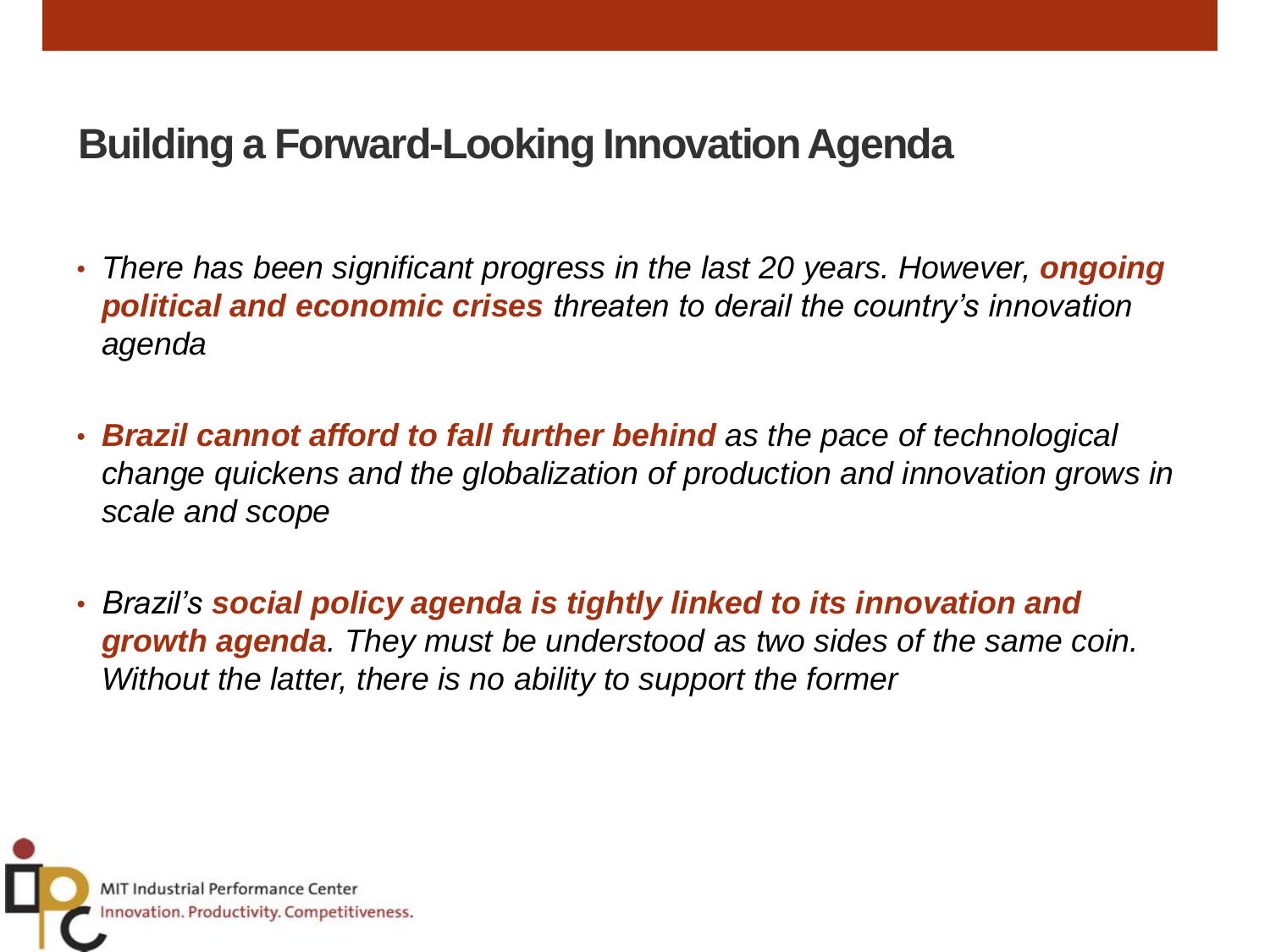## Building a Forward-Looking Innovation Agenda

- *There has been significant progress in the last 20 years. However, **ongoing political and economic crises** threaten to derail the country's innovation agenda*
- ***Brazil cannot afford to fall further behind** as the pace of technological change quickens and the globalization of production and innovation grows in scale and scope*
- *Brazil's **social policy agenda is tightly linked to its innovation and growth agenda**. They must be understood as two sides of the same coin. Without the latter, there is no ability to support the former*

MIT Industrial Performance Center
Innovation. Productivity. Competitiveness.